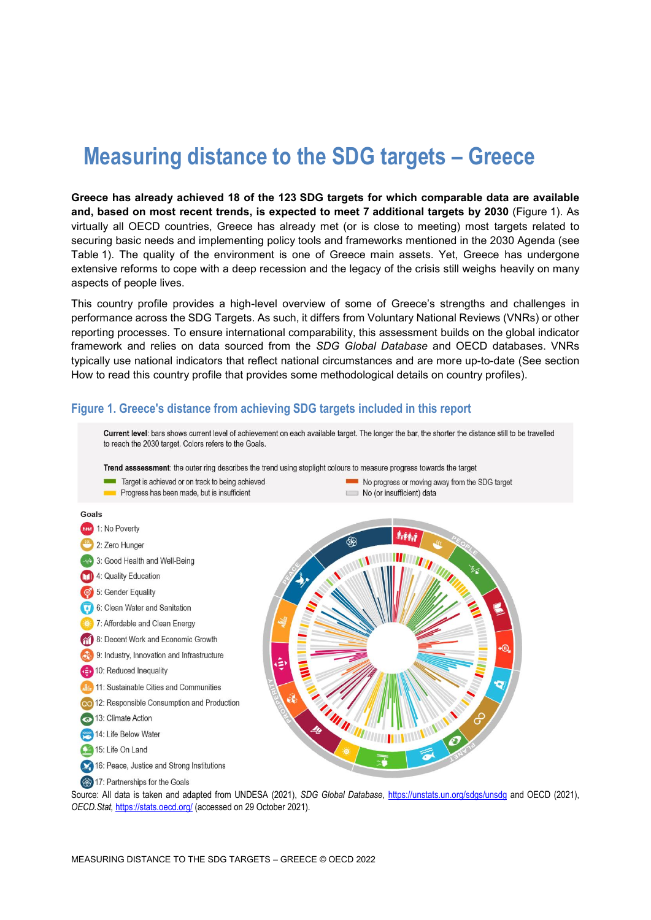# Measuring distance to the SDG targets – Greece

**Greece has already achieved 18 of the 123 SDG targets for which comparable data are available and, based on most recent trends, is expected to meet 7 additional targets by 2030** (Figure 1). As virtually all OECD countries, Greece has already met (or is close to meeting) most targets related to securing basic needs and implementing policy tools and frameworks mentioned in the 2030 Agenda (see Table 1). The quality of the environment is one of Greece main assets. Yet, Greece has undergone extensive reforms to cope with a deep recession and the legacy of the crisis still weighs heavily on many aspects of people lives.

This country profile provides a high-level overview of some of Greece's strengths and challenges in performance across the SDG Targets. As such, it differs from Voluntary National Reviews (VNRs) or other reporting processes. To ensure international comparability, this assessment builds on the global indicator framework and relies on data sourced from the *SDG Global Database* and OECD databases. VNRs typically use national indicators that reflect national circumstances and are more up-to-date (See section How to read this country profile that provides some methodological details on country profiles).

## Figure 1. Greece's distance from achieving SDG targets included in this report

**Current level**: bars shows current level of achievement on each available target. The longer the bar, the shorter the distance still to be travelled to reach the 2030 target. Colors refers to the Goals.

**Trend asssessment**: the outer ring describes the trend using stoplight colours to measure progress towards the target

- Target is achieved or on track to being achieved
- Progress has been made, but is insufficient
- No progress or moving away from the SDG target
- No (or insufficient) data

**Goals**

1: No Poverty
2: Zero Hunger
3: Good Health and Well-Being
4: Quality Education
5: Gender Equality
6: Clean Water and Sanitation
7: Affordable and Clean Energy
8: Decent Work and Economic Growth
9: Industry, Innovation and Infrastructure
10: Reduced Inequality
11: Sustainable Cities and Communities
12: Responsible Consumption and Production
13: Climate Action
14: Life Below Water
15: Life On Land
16: Peace, Justice and Strong Institutions
17: Partnerships for the Goals

Source: All data is taken and adapted from UNDESA (2021), *SDG Global Database*, https://unstats.un.org/sdgs/unsdg and OECD (2021), *OECD.Stat*, https://stats.oecd.org/ (accessed on 29 October 2021).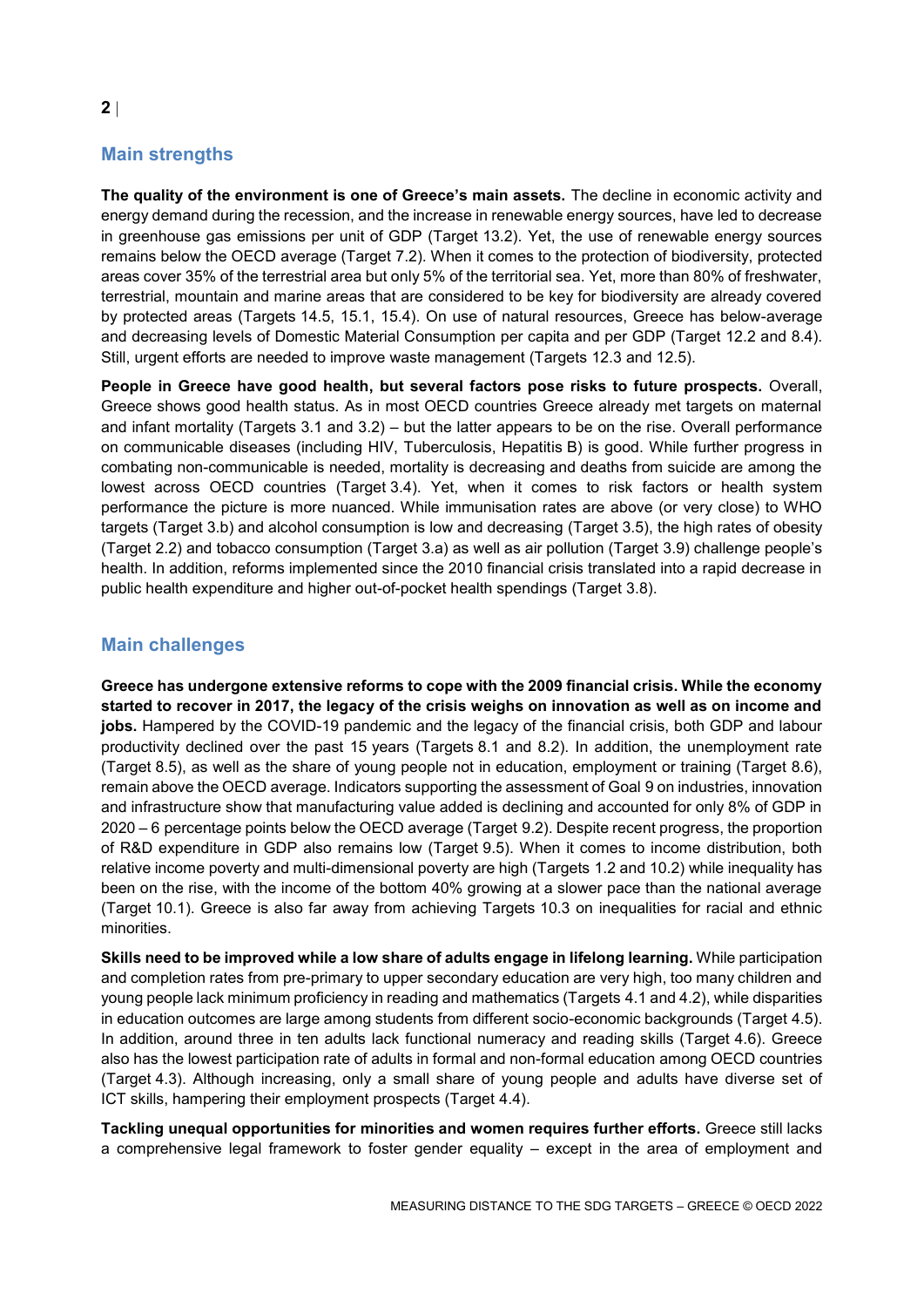## Main strengths

**The quality of the environment is one of Greece's main assets.** The decline in economic activity and energy demand during the recession, and the increase in renewable energy sources, have led to decrease in greenhouse gas emissions per unit of GDP (Target 13.2). Yet, the use of renewable energy sources remains below the OECD average (Target 7.2). When it comes to the protection of biodiversity, protected areas cover 35% of the terrestrial area but only 5% of the territorial sea. Yet, more than 80% of freshwater, terrestrial, mountain and marine areas that are considered to be key for biodiversity are already covered by protected areas (Targets 14.5, 15.1, 15.4). On use of natural resources, Greece has below-average and decreasing levels of Domestic Material Consumption per capita and per GDP (Target 12.2 and 8.4). Still, urgent efforts are needed to improve waste management (Targets 12.3 and 12.5).

**People in Greece have good health, but several factors pose risks to future prospects.** Overall, Greece shows good health status. As in most OECD countries Greece already met targets on maternal and infant mortality (Targets 3.1 and 3.2) – but the latter appears to be on the rise. Overall performance on communicable diseases (including HIV, Tuberculosis, Hepatitis B) is good. While further progress in combating non-communicable is needed, mortality is decreasing and deaths from suicide are among the lowest across OECD countries (Target 3.4). Yet, when it comes to risk factors or health system performance the picture is more nuanced. While immunisation rates are above (or very close) to WHO targets (Target 3.b) and alcohol consumption is low and decreasing (Target 3.5), the high rates of obesity (Target 2.2) and tobacco consumption (Target 3.a) as well as air pollution (Target 3.9) challenge people's health. In addition, reforms implemented since the 2010 financial crisis translated into a rapid decrease in public health expenditure and higher out-of-pocket health spendings (Target 3.8).

## Main challenges

**Greece has undergone extensive reforms to cope with the 2009 financial crisis. While the economy started to recover in 2017, the legacy of the crisis weighs on innovation as well as on income and jobs.** Hampered by the COVID-19 pandemic and the legacy of the financial crisis, both GDP and labour productivity declined over the past 15 years (Targets 8.1 and 8.2). In addition, the unemployment rate (Target 8.5), as well as the share of young people not in education, employment or training (Target 8.6), remain above the OECD average. Indicators supporting the assessment of Goal 9 on industries, innovation and infrastructure show that manufacturing value added is declining and accounted for only 8% of GDP in 2020 – 6 percentage points below the OECD average (Target 9.2). Despite recent progress, the proportion of R&D expenditure in GDP also remains low (Target 9.5). When it comes to income distribution, both relative income poverty and multi-dimensional poverty are high (Targets 1.2 and 10.2) while inequality has been on the rise, with the income of the bottom 40% growing at a slower pace than the national average (Target 10.1). Greece is also far away from achieving Targets 10.3 on inequalities for racial and ethnic minorities.

**Skills need to be improved while a low share of adults engage in lifelong learning.** While participation and completion rates from pre-primary to upper secondary education are very high, too many children and young people lack minimum proficiency in reading and mathematics (Targets 4.1 and 4.2), while disparities in education outcomes are large among students from different socio-economic backgrounds (Target 4.5). In addition, around three in ten adults lack functional numeracy and reading skills (Target 4.6). Greece also has the lowest participation rate of adults in formal and non-formal education among OECD countries (Target 4.3). Although increasing, only a small share of young people and adults have diverse set of ICT skills, hampering their employment prospects (Target 4.4).

**Tackling unequal opportunities for minorities and women requires further efforts.** Greece still lacks a comprehensive legal framework to foster gender equality – except in the area of employment and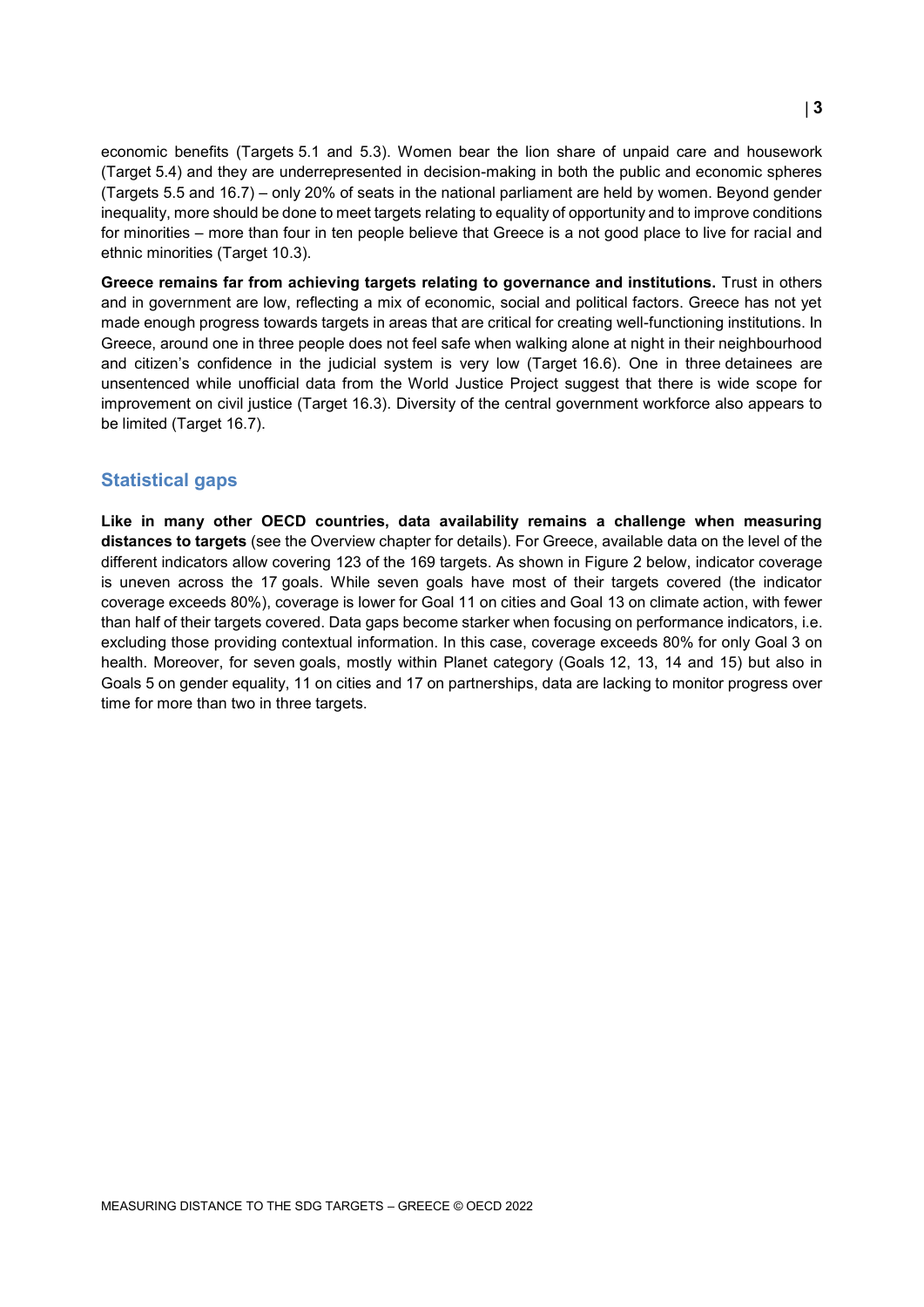economic benefits (Targets 5.1 and 5.3). Women bear the lion share of unpaid care and housework (Target 5.4) and they are underrepresented in decision-making in both the public and economic spheres (Targets 5.5 and 16.7) – only 20% of seats in the national parliament are held by women. Beyond gender inequality, more should be done to meet targets relating to equality of opportunity and to improve conditions for minorities – more than four in ten people believe that Greece is a not good place to live for racial and ethnic minorities (Target 10.3).

**Greece remains far from achieving targets relating to governance and institutions.** Trust in others and in government are low, reflecting a mix of economic, social and political factors. Greece has not yet made enough progress towards targets in areas that are critical for creating well-functioning institutions. In Greece, around one in three people does not feel safe when walking alone at night in their neighbourhood and citizen's confidence in the judicial system is very low (Target 16.6). One in three detainees are unsentenced while unofficial data from the World Justice Project suggest that there is wide scope for improvement on civil justice (Target 16.3). Diversity of the central government workforce also appears to be limited (Target 16.7).

## Statistical gaps

**Like in many other OECD countries, data availability remains a challenge when measuring distances to targets** (see the Overview chapter for details). For Greece, available data on the level of the different indicators allow covering 123 of the 169 targets. As shown in Figure 2 below, indicator coverage is uneven across the 17 goals. While seven goals have most of their targets covered (the indicator coverage exceeds 80%), coverage is lower for Goal 11 on cities and Goal 13 on climate action, with fewer than half of their targets covered. Data gaps become starker when focusing on performance indicators, i.e. excluding those providing contextual information. In this case, coverage exceeds 80% for only Goal 3 on health. Moreover, for seven goals, mostly within Planet category (Goals 12, 13, 14 and 15) but also in Goals 5 on gender equality, 11 on cities and 17 on partnerships, data are lacking to monitor progress over time for more than two in three targets.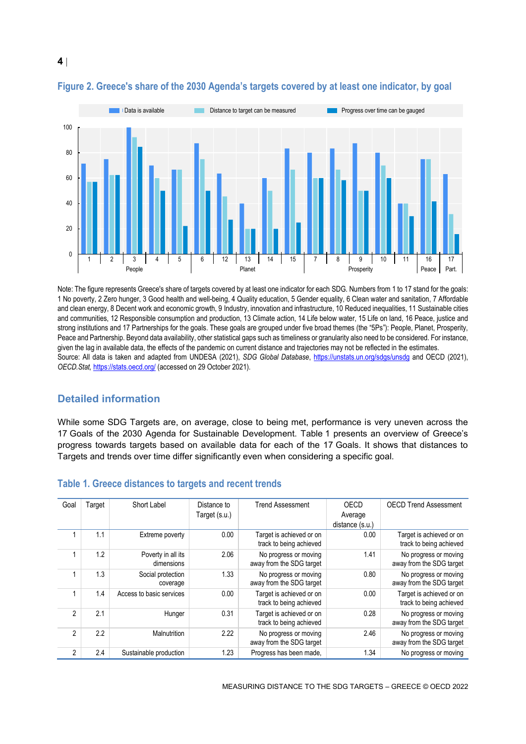### Figure 2. Greece's share of the 2030 Agenda's targets covered by at least one indicator, by goal

Note: The figure represents Greece's share of targets covered by at least one indicator for each SDG. Numbers from 1 to 17 stand for the goals: 1 No poverty, 2 Zero hunger, 3 Good health and well-being, 4 Quality education, 5 Gender equality, 6 Clean water and sanitation, 7 Affordable and clean energy, 8 Decent work and economic growth, 9 Industry, innovation and infrastructure, 10 Reduced inequalities, 11 Sustainable cities and communities, 12 Responsible consumption and production, 13 Climate action, 14 Life below water, 15 Life on land, 16 Peace, justice and strong institutions and 17 Partnerships for the goals. These goals are grouped under five broad themes (the "5Ps"): People, Planet, Prosperity, Peace and Partnership. Beyond data availability, other statistical gaps such as timeliness or granularity also need to be considered. For instance, given the lag in available data, the effects of the pandemic on current distance and trajectories may not be reflected in the estimates.

Source: All data is taken and adapted from UNDESA (2021), *SDG Global Database*, https://unstats.un.org/sdgs/unsdg and OECD (2021), *OECD.Stat*, https://stats.oecd.org/ (accessed on 29 October 2021).

## Detailed information

While some SDG Targets are, on average, close to being met, performance is very uneven across the 17 Goals of the 2030 Agenda for Sustainable Development. Table 1 presents an overview of Greece's progress towards targets based on available data for each of the 17 Goals. It shows that distances to Targets and trends over time differ significantly even when considering a specific goal.

### Table 1. Greece distances to targets and recent trends

| Goal | Target | Short Label | Distance to Target (s.u.) | Trend Assessment | OECD Average distance (s.u.) | OECD Trend Assessment |
|---|---|---|---|---|---|---|
| 1 | 1.1 | Extreme poverty | 0.00 | Target is achieved or on track to being achieved | 0.00 | Target is achieved or on track to being achieved |
| 1 | 1.2 | Poverty in all its dimensions | 2.06 | No progress or moving away from the SDG target | 1.41 | No progress or moving away from the SDG target |
| 1 | 1.3 | Social protection coverage | 1.33 | No progress or moving away from the SDG target | 0.80 | No progress or moving away from the SDG target |
| 1 | 1.4 | Access to basic services | 0.00 | Target is achieved or on track to being achieved | 0.00 | Target is achieved or on track to being achieved |
| 2 | 2.1 | Hunger | 0.31 | Target is achieved or on track to being achieved | 0.28 | No progress or moving away from the SDG target |
| 2 | 2.2 | Malnutrition | 2.22 | No progress or moving away from the SDG target | 2.46 | No progress or moving away from the SDG target |
| 2 | 2.4 | Sustainable production | 1.23 | Progress has been made, | 1.34 | No progress or moving |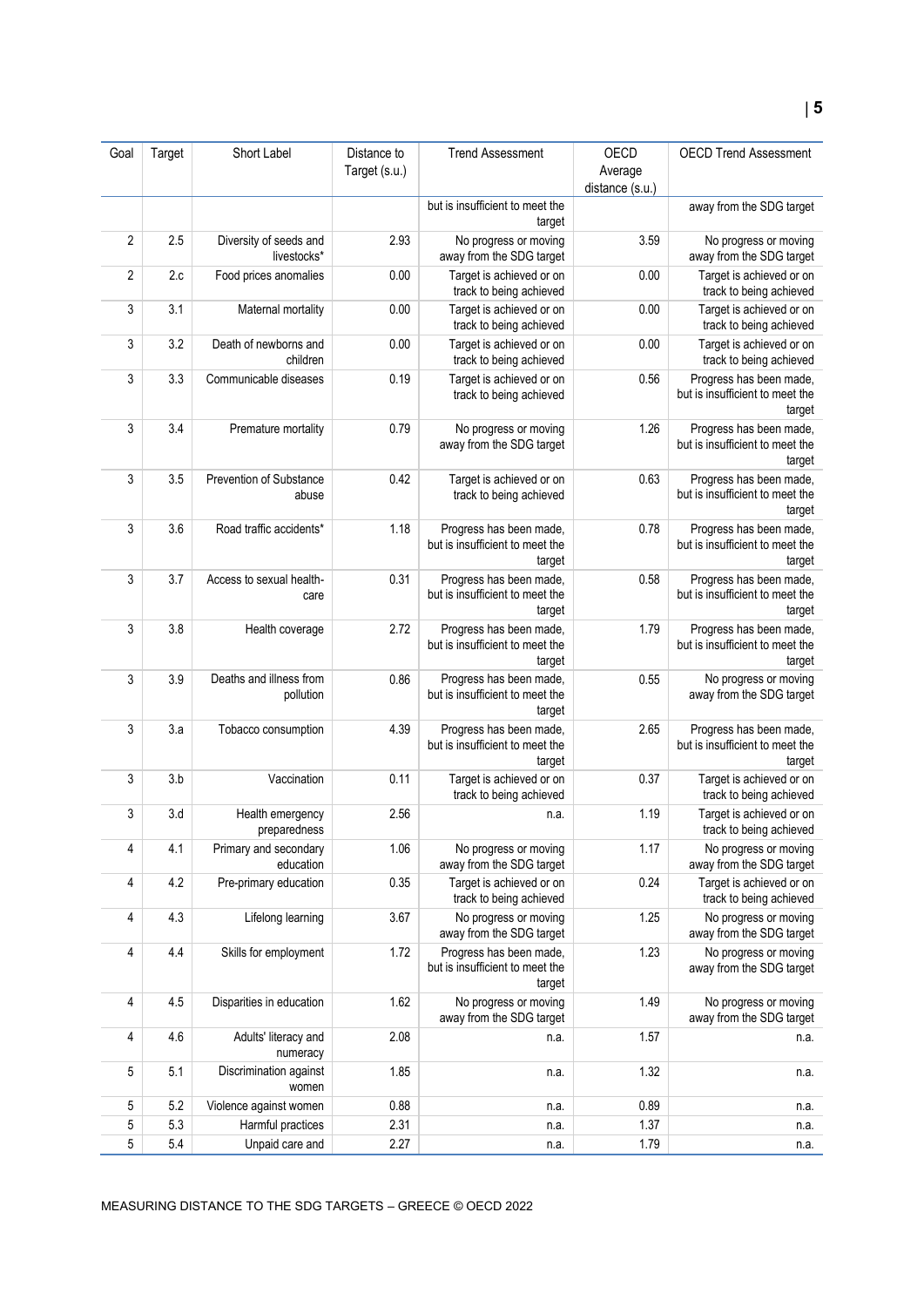| Goal | Target | Short Label | Distance to Target (s.u.) | Trend Assessment | OECD Average distance (s.u.) | OECD Trend Assessment |
|---|---|---|---|---|---|---|
| | | | | but is insufficient to meet the target | | away from the SDG target |
| 2 | 2.5 | Diversity of seeds and livestocks* | 2.93 | No progress or moving away from the SDG target | 3.59 | No progress or moving away from the SDG target |
| 2 | 2.c | Food prices anomalies | 0.00 | Target is achieved or on track to being achieved | 0.00 | Target is achieved or on track to being achieved |
| 3 | 3.1 | Maternal mortality | 0.00 | Target is achieved or on track to being achieved | 0.00 | Target is achieved or on track to being achieved |
| 3 | 3.2 | Death of newborns and children | 0.00 | Target is achieved or on track to being achieved | 0.00 | Target is achieved or on track to being achieved |
| 3 | 3.3 | Communicable diseases | 0.19 | Target is achieved or on track to being achieved | 0.56 | Progress has been made, but is insufficient to meet the target |
| 3 | 3.4 | Premature mortality | 0.79 | No progress or moving away from the SDG target | 1.26 | Progress has been made, but is insufficient to meet the target |
| 3 | 3.5 | Prevention of Substance abuse | 0.42 | Target is achieved or on track to being achieved | 0.63 | Progress has been made, but is insufficient to meet the target |
| 3 | 3.6 | Road traffic accidents* | 1.18 | Progress has been made, but is insufficient to meet the target | 0.78 | Progress has been made, but is insufficient to meet the target |
| 3 | 3.7 | Access to sexual health-care | 0.31 | Progress has been made, but is insufficient to meet the target | 0.58 | Progress has been made, but is insufficient to meet the target |
| 3 | 3.8 | Health coverage | 2.72 | Progress has been made, but is insufficient to meet the target | 1.79 | Progress has been made, but is insufficient to meet the target |
| 3 | 3.9 | Deaths and illness from pollution | 0.86 | Progress has been made, but is insufficient to meet the target | 0.55 | No progress or moving away from the SDG target |
| 3 | 3.a | Tobacco consumption | 4.39 | Progress has been made, but is insufficient to meet the target | 2.65 | Progress has been made, but is insufficient to meet the target |
| 3 | 3.b | Vaccination | 0.11 | Target is achieved or on track to being achieved | 0.37 | Target is achieved or on track to being achieved |
| 3 | 3.d | Health emergency preparedness | 2.56 | n.a. | 1.19 | Target is achieved or on track to being achieved |
| 4 | 4.1 | Primary and secondary education | 1.06 | No progress or moving away from the SDG target | 1.17 | No progress or moving away from the SDG target |
| 4 | 4.2 | Pre-primary education | 0.35 | Target is achieved or on track to being achieved | 0.24 | Target is achieved or on track to being achieved |
| 4 | 4.3 | Lifelong learning | 3.67 | No progress or moving away from the SDG target | 1.25 | No progress or moving away from the SDG target |
| 4 | 4.4 | Skills for employment | 1.72 | Progress has been made, but is insufficient to meet the target | 1.23 | No progress or moving away from the SDG target |
| 4 | 4.5 | Disparities in education | 1.62 | No progress or moving away from the SDG target | 1.49 | No progress or moving away from the SDG target |
| 4 | 4.6 | Adults' literacy and numeracy | 2.08 | n.a. | 1.57 | n.a. |
| 5 | 5.1 | Discrimination against women | 1.85 | n.a. | 1.32 | n.a. |
| 5 | 5.2 | Violence against women | 0.88 | n.a. | 0.89 | n.a. |
| 5 | 5.3 | Harmful practices | 2.31 | n.a. | 1.37 | n.a. |
| 5 | 5.4 | Unpaid care and | 2.27 | n.a. | 1.79 | n.a. |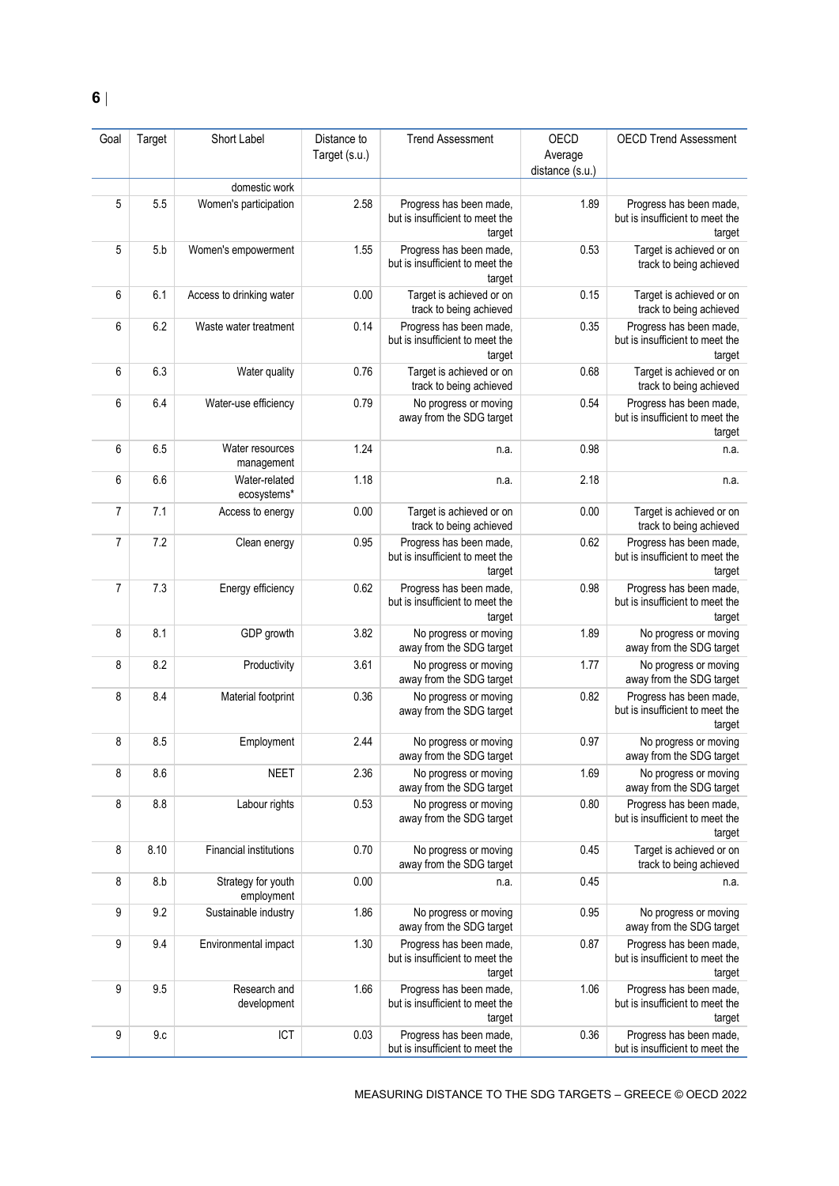| Goal | Target | Short Label | Distance to Target (s.u.) | Trend Assessment | OECD Average distance (s.u.) | OECD Trend Assessment |
|---|---|---|---|---|---|---|
| | | domestic work | | | | |
| 5 | 5.5 | Women's participation | 2.58 | Progress has been made, but is insufficient to meet the target | 1.89 | Progress has been made, but is insufficient to meet the target |
| 5 | 5.b | Women's empowerment | 1.55 | Progress has been made, but is insufficient to meet the target | 0.53 | Target is achieved or on track to being achieved |
| 6 | 6.1 | Access to drinking water | 0.00 | Target is achieved or on track to being achieved | 0.15 | Target is achieved or on track to being achieved |
| 6 | 6.2 | Waste water treatment | 0.14 | Progress has been made, but is insufficient to meet the target | 0.35 | Progress has been made, but is insufficient to meet the target |
| 6 | 6.3 | Water quality | 0.76 | Target is achieved or on track to being achieved | 0.68 | Target is achieved or on track to being achieved |
| 6 | 6.4 | Water-use efficiency | 0.79 | No progress or moving away from the SDG target | 0.54 | Progress has been made, but is insufficient to meet the target |
| 6 | 6.5 | Water resources management | 1.24 | n.a. | 0.98 | n.a. |
| 6 | 6.6 | Water-related ecosystems* | 1.18 | n.a. | 2.18 | n.a. |
| 7 | 7.1 | Access to energy | 0.00 | Target is achieved or on track to being achieved | 0.00 | Target is achieved or on track to being achieved |
| 7 | 7.2 | Clean energy | 0.95 | Progress has been made, but is insufficient to meet the target | 0.62 | Progress has been made, but is insufficient to meet the target |
| 7 | 7.3 | Energy efficiency | 0.62 | Progress has been made, but is insufficient to meet the target | 0.98 | Progress has been made, but is insufficient to meet the target |
| 8 | 8.1 | GDP growth | 3.82 | No progress or moving away from the SDG target | 1.89 | No progress or moving away from the SDG target |
| 8 | 8.2 | Productivity | 3.61 | No progress or moving away from the SDG target | 1.77 | No progress or moving away from the SDG target |
| 8 | 8.4 | Material footprint | 0.36 | No progress or moving away from the SDG target | 0.82 | Progress has been made, but is insufficient to meet the target |
| 8 | 8.5 | Employment | 2.44 | No progress or moving away from the SDG target | 0.97 | No progress or moving away from the SDG target |
| 8 | 8.6 | NEET | 2.36 | No progress or moving away from the SDG target | 1.69 | No progress or moving away from the SDG target |
| 8 | 8.8 | Labour rights | 0.53 | No progress or moving away from the SDG target | 0.80 | Progress has been made, but is insufficient to meet the target |
| 8 | 8.10 | Financial institutions | 0.70 | No progress or moving away from the SDG target | 0.45 | Target is achieved or on track to being achieved |
| 8 | 8.b | Strategy for youth employment | 0.00 | n.a. | 0.45 | n.a. |
| 9 | 9.2 | Sustainable industry | 1.86 | No progress or moving away from the SDG target | 0.95 | No progress or moving away from the SDG target |
| 9 | 9.4 | Environmental impact | 1.30 | Progress has been made, but is insufficient to meet the target | 0.87 | Progress has been made, but is insufficient to meet the target |
| 9 | 9.5 | Research and development | 1.66 | Progress has been made, but is insufficient to meet the target | 1.06 | Progress has been made, but is insufficient to meet the target |
| 9 | 9.c | ICT | 0.03 | Progress has been made, but is insufficient to meet the | 0.36 | Progress has been made, but is insufficient to meet the |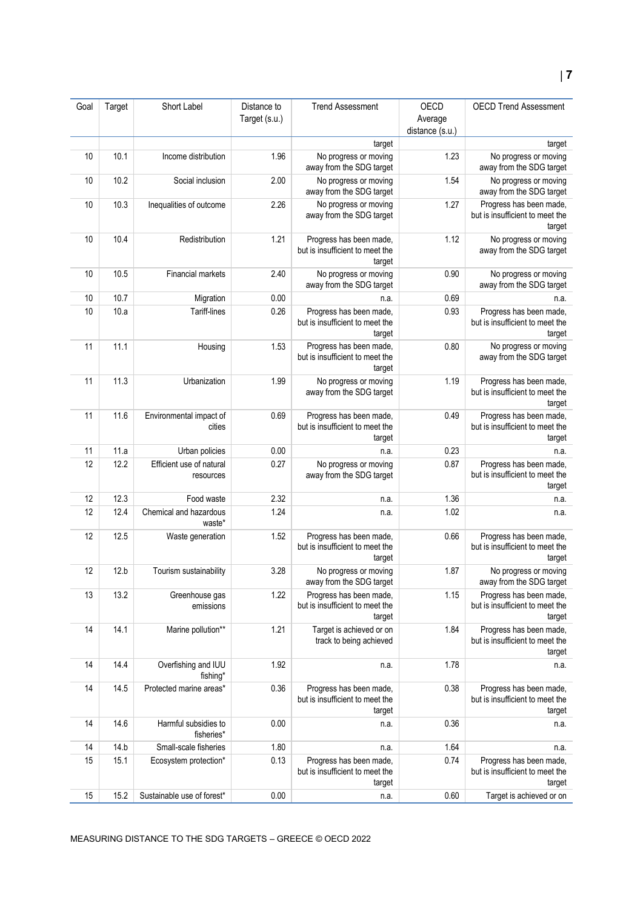| Goal | Target | Short Label | Distance to Target (s.u.) | Trend Assessment | OECD Average distance (s.u.) | OECD Trend Assessment |
|---|---|---|---|---|---|---|
| | | | | target | | target |
| 10 | 10.1 | Income distribution | 1.96 | No progress or moving away from the SDG target | 1.23 | No progress or moving away from the SDG target |
| 10 | 10.2 | Social inclusion | 2.00 | No progress or moving away from the SDG target | 1.54 | No progress or moving away from the SDG target |
| 10 | 10.3 | Inequalities of outcome | 2.26 | No progress or moving away from the SDG target | 1.27 | Progress has been made, but is insufficient to meet the target |
| 10 | 10.4 | Redistribution | 1.21 | Progress has been made, but is insufficient to meet the target | 1.12 | No progress or moving away from the SDG target |
| 10 | 10.5 | Financial markets | 2.40 | No progress or moving away from the SDG target | 0.90 | No progress or moving away from the SDG target |
| 10 | 10.7 | Migration | 0.00 | n.a. | 0.69 | n.a. |
| 10 | 10.a | Tariff-lines | 0.26 | Progress has been made, but is insufficient to meet the target | 0.93 | Progress has been made, but is insufficient to meet the target |
| 11 | 11.1 | Housing | 1.53 | Progress has been made, but is insufficient to meet the target | 0.80 | No progress or moving away from the SDG target |
| 11 | 11.3 | Urbanization | 1.99 | No progress or moving away from the SDG target | 1.19 | Progress has been made, but is insufficient to meet the target |
| 11 | 11.6 | Environmental impact of cities | 0.69 | Progress has been made, but is insufficient to meet the target | 0.49 | Progress has been made, but is insufficient to meet the target |
| 11 | 11.a | Urban policies | 0.00 | n.a. | 0.23 | n.a. |
| 12 | 12.2 | Efficient use of natural resources | 0.27 | No progress or moving away from the SDG target | 0.87 | Progress has been made, but is insufficient to meet the target |
| 12 | 12.3 | Food waste | 2.32 | n.a. | 1.36 | n.a. |
| 12 | 12.4 | Chemical and hazardous waste* | 1.24 | n.a. | 1.02 | n.a. |
| 12 | 12.5 | Waste generation | 1.52 | Progress has been made, but is insufficient to meet the target | 0.66 | Progress has been made, but is insufficient to meet the target |
| 12 | 12.b | Tourism sustainability | 3.28 | No progress or moving away from the SDG target | 1.87 | No progress or moving away from the SDG target |
| 13 | 13.2 | Greenhouse gas emissions | 1.22 | Progress has been made, but is insufficient to meet the target | 1.15 | Progress has been made, but is insufficient to meet the target |
| 14 | 14.1 | Marine pollution** | 1.21 | Target is achieved or on track to being achieved | 1.84 | Progress has been made, but is insufficient to meet the target |
| 14 | 14.4 | Overfishing and IUU fishing* | 1.92 | n.a. | 1.78 | n.a. |
| 14 | 14.5 | Protected marine areas* | 0.36 | Progress has been made, but is insufficient to meet the target | 0.38 | Progress has been made, but is insufficient to meet the target |
| 14 | 14.6 | Harmful subsidies to fisheries* | 0.00 | n.a. | 0.36 | n.a. |
| 14 | 14.b | Small-scale fisheries | 1.80 | n.a. | 1.64 | n.a. |
| 15 | 15.1 | Ecosystem protection* | 0.13 | Progress has been made, but is insufficient to meet the target | 0.74 | Progress has been made, but is insufficient to meet the target |
| 15 | 15.2 | Sustainable use of forest* | 0.00 | n.a. | 0.60 | Target is achieved or on |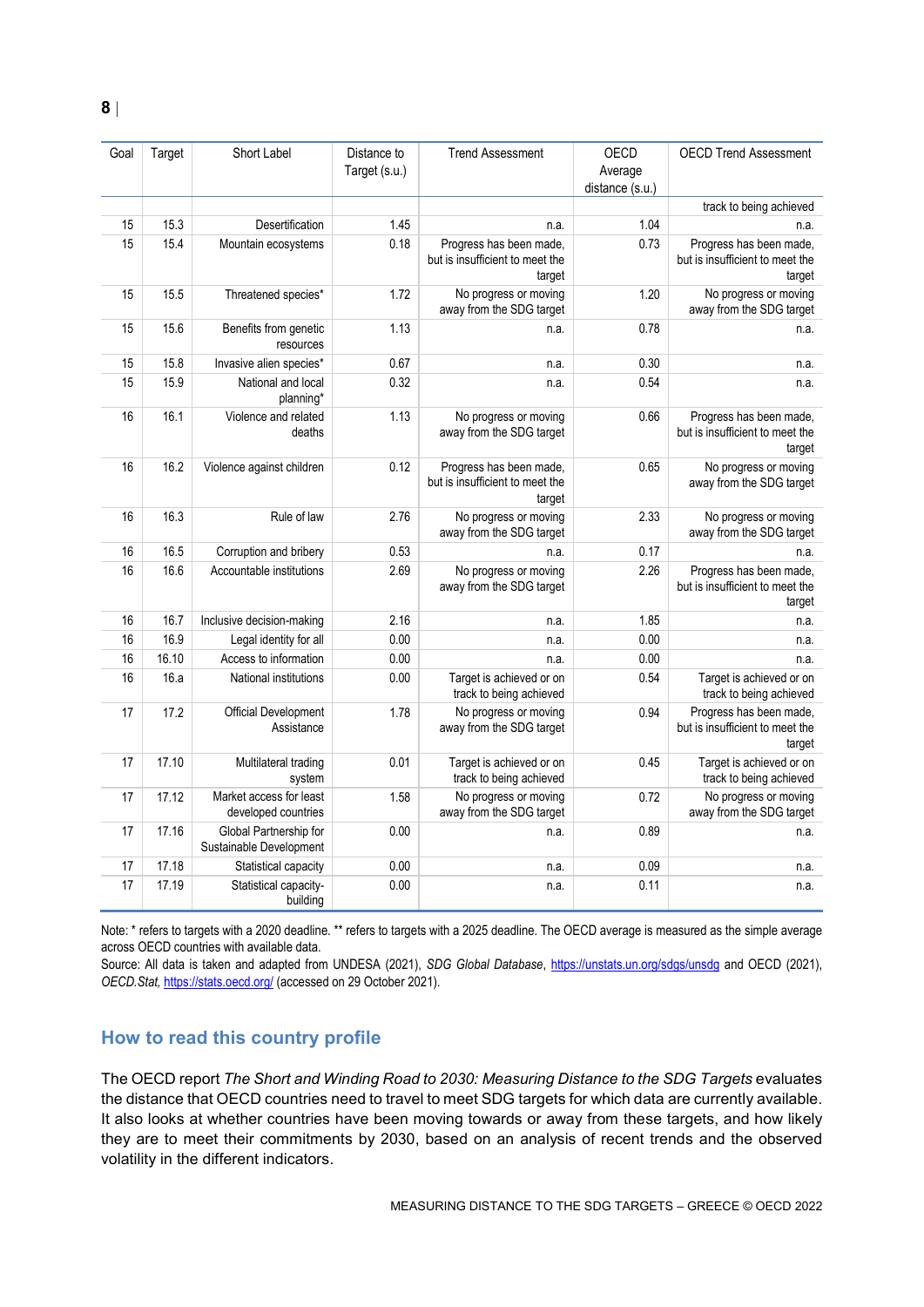| Goal | Target | Short Label | Distance to Target (s.u.) | Trend Assessment | OECD Average distance (s.u.) | OECD Trend Assessment |
|---|---|---|---|---|---|---|
| | | | | | | track to being achieved |
| 15 | 15.3 | Desertification | 1.45 | n.a. | 1.04 | n.a. |
| 15 | 15.4 | Mountain ecosystems | 0.18 | Progress has been made, but is insufficient to meet the target | 0.73 | Progress has been made, but is insufficient to meet the target |
| 15 | 15.5 | Threatened species* | 1.72 | No progress or moving away from the SDG target | 1.20 | No progress or moving away from the SDG target |
| 15 | 15.6 | Benefits from genetic resources | 1.13 | n.a. | 0.78 | n.a. |
| 15 | 15.8 | Invasive alien species* | 0.67 | n.a. | 0.30 | n.a. |
| 15 | 15.9 | National and local planning* | 0.32 | n.a. | 0.54 | n.a. |
| 16 | 16.1 | Violence and related deaths | 1.13 | No progress or moving away from the SDG target | 0.66 | Progress has been made, but is insufficient to meet the target |
| 16 | 16.2 | Violence against children | 0.12 | Progress has been made, but is insufficient to meet the target | 0.65 | No progress or moving away from the SDG target |
| 16 | 16.3 | Rule of law | 2.76 | No progress or moving away from the SDG target | 2.33 | No progress or moving away from the SDG target |
| 16 | 16.5 | Corruption and bribery | 0.53 | n.a. | 0.17 | n.a. |
| 16 | 16.6 | Accountable institutions | 2.69 | No progress or moving away from the SDG target | 2.26 | Progress has been made, but is insufficient to meet the target |
| 16 | 16.7 | Inclusive decision-making | 2.16 | n.a. | 1.85 | n.a. |
| 16 | 16.9 | Legal identity for all | 0.00 | n.a. | 0.00 | n.a. |
| 16 | 16.10 | Access to information | 0.00 | n.a. | 0.00 | n.a. |
| 16 | 16.a | National institutions | 0.00 | Target is achieved or on track to being achieved | 0.54 | Target is achieved or on track to being achieved |
| 17 | 17.2 | Official Development Assistance | 1.78 | No progress or moving away from the SDG target | 0.94 | Progress has been made, but is insufficient to meet the target |
| 17 | 17.10 | Multilateral trading system | 0.01 | Target is achieved or on track to being achieved | 0.45 | Target is achieved or on track to being achieved |
| 17 | 17.12 | Market access for least developed countries | 1.58 | No progress or moving away from the SDG target | 0.72 | No progress or moving away from the SDG target |
| 17 | 17.16 | Global Partnership for Sustainable Development | 0.00 | n.a. | 0.89 | n.a. |
| 17 | 17.18 | Statistical capacity | 0.00 | n.a. | 0.09 | n.a. |
| 17 | 17.19 | Statistical capacity-building | 0.00 | n.a. | 0.11 | n.a. |

Note: * refers to targets with a 2020 deadline. ** refers to targets with a 2025 deadline. The OECD average is measured as the simple average across OECD countries with available data.
Source: All data is taken and adapted from UNDESA (2021), *SDG Global Database*, https://unstats.un.org/sdgs/unsdg and OECD (2021), *OECD.Stat*, https://stats.oecd.org/ (accessed on 29 October 2021).

## How to read this country profile

The OECD report *The Short and Winding Road to 2030: Measuring Distance to the SDG Targets* evaluates the distance that OECD countries need to travel to meet SDG targets for which data are currently available. It also looks at whether countries have been moving towards or away from these targets, and how likely they are to meet their commitments by 2030, based on an analysis of recent trends and the observed volatility in the different indicators.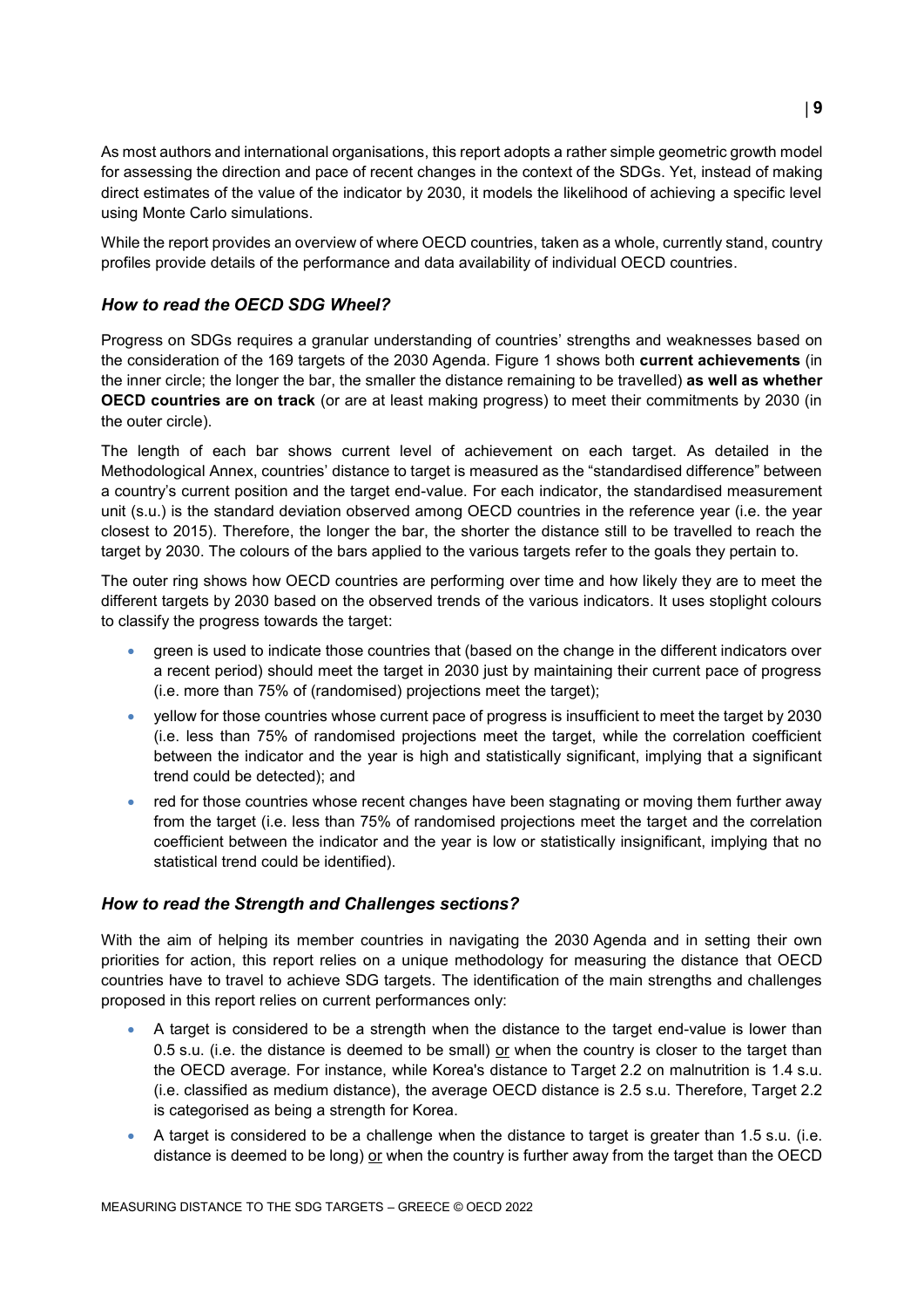As most authors and international organisations, this report adopts a rather simple geometric growth model for assessing the direction and pace of recent changes in the context of the SDGs. Yet, instead of making direct estimates of the value of the indicator by 2030, it models the likelihood of achieving a specific level using Monte Carlo simulations.

While the report provides an overview of where OECD countries, taken as a whole, currently stand, country profiles provide details of the performance and data availability of individual OECD countries.

### *How to read the OECD SDG Wheel?*

Progress on SDGs requires a granular understanding of countries' strengths and weaknesses based on the consideration of the 169 targets of the 2030 Agenda. Figure 1 shows both **current achievements** (in the inner circle; the longer the bar, the smaller the distance remaining to be travelled) **as well as whether OECD countries are on track** (or are at least making progress) to meet their commitments by 2030 (in the outer circle).

The length of each bar shows current level of achievement on each target. As detailed in the Methodological Annex, countries' distance to target is measured as the "standardised difference" between a country's current position and the target end-value. For each indicator, the standardised measurement unit (s.u.) is the standard deviation observed among OECD countries in the reference year (i.e. the year closest to 2015). Therefore, the longer the bar, the shorter the distance still to be travelled to reach the target by 2030. The colours of the bars applied to the various targets refer to the goals they pertain to.

The outer ring shows how OECD countries are performing over time and how likely they are to meet the different targets by 2030 based on the observed trends of the various indicators. It uses stoplight colours to classify the progress towards the target:

- green is used to indicate those countries that (based on the change in the different indicators over a recent period) should meet the target in 2030 just by maintaining their current pace of progress (i.e. more than 75% of (randomised) projections meet the target);
- yellow for those countries whose current pace of progress is insufficient to meet the target by 2030 (i.e. less than 75% of randomised projections meet the target, while the correlation coefficient between the indicator and the year is high and statistically significant, implying that a significant trend could be detected); and
- red for those countries whose recent changes have been stagnating or moving them further away from the target (i.e. less than 75% of randomised projections meet the target and the correlation coefficient between the indicator and the year is low or statistically insignificant, implying that no statistical trend could be identified).

### *How to read the Strength and Challenges sections?*

With the aim of helping its member countries in navigating the 2030 Agenda and in setting their own priorities for action, this report relies on a unique methodology for measuring the distance that OECD countries have to travel to achieve SDG targets. The identification of the main strengths and challenges proposed in this report relies on current performances only:

- A target is considered to be a strength when the distance to the target end-value is lower than 0.5 s.u. (i.e. the distance is deemed to be small) <u>or</u> when the country is closer to the target than the OECD average. For instance, while Korea's distance to Target 2.2 on malnutrition is 1.4 s.u. (i.e. classified as medium distance), the average OECD distance is 2.5 s.u. Therefore, Target 2.2 is categorised as being a strength for Korea.
- A target is considered to be a challenge when the distance to target is greater than 1.5 s.u. (i.e. distance is deemed to be long) <u>or</u> when the country is further away from the target than the OECD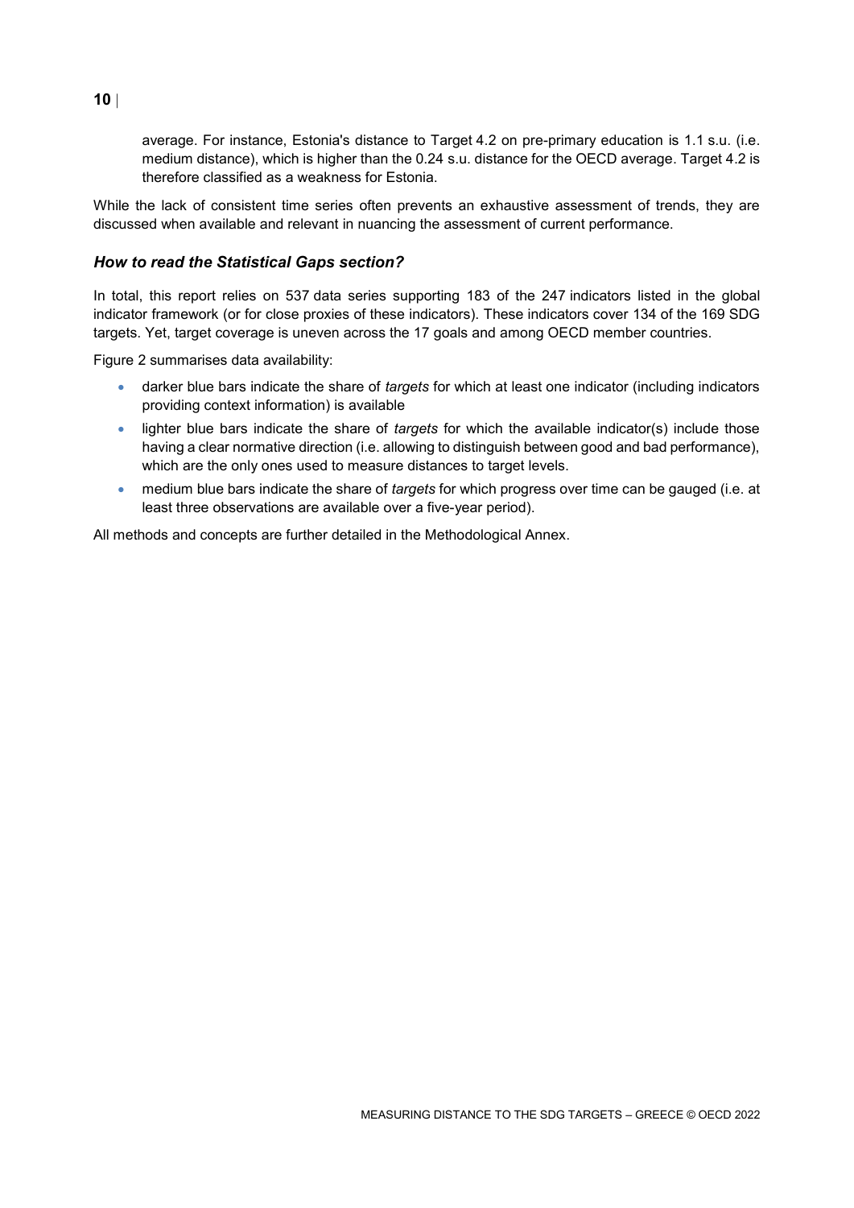average. For instance, Estonia's distance to Target 4.2 on pre-primary education is 1.1 s.u. (i.e. medium distance), which is higher than the 0.24 s.u. distance for the OECD average. Target 4.2 is therefore classified as a weakness for Estonia.

While the lack of consistent time series often prevents an exhaustive assessment of trends, they are discussed when available and relevant in nuancing the assessment of current performance.

### *How to read the Statistical Gaps section?*

In total, this report relies on 537 data series supporting 183 of the 247 indicators listed in the global indicator framework (or for close proxies of these indicators). These indicators cover 134 of the 169 SDG targets. Yet, target coverage is uneven across the 17 goals and among OECD member countries.

Figure 2 summarises data availability:

- darker blue bars indicate the share of *targets* for which at least one indicator (including indicators providing context information) is available
- lighter blue bars indicate the share of *targets* for which the available indicator(s) include those having a clear normative direction (i.e. allowing to distinguish between good and bad performance), which are the only ones used to measure distances to target levels.
- medium blue bars indicate the share of *targets* for which progress over time can be gauged (i.e. at least three observations are available over a five-year period).

All methods and concepts are further detailed in the Methodological Annex.